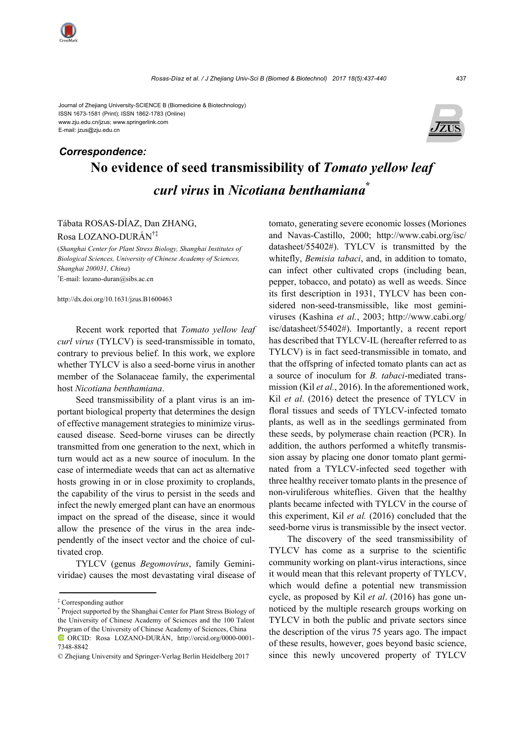Journal of Zhejiang University-SCIENCE B (Biomedicine & Biotechnology)
ISSN 1673-1581 (Print); ISSN 1862-1783 (Online)
www.zju.edu.cn/jzus; www.springerlink.com
E-mail: jzus@zju.edu.cn

***Correspondence:***

# No evidence of seed transmissibility of *Tomato yellow leaf curl virus* in *Nicotiana benthamiana*[*]

Tábata ROSAS-DÍAZ, Dan ZHANG, Rosa LOZANO-DURÁN[†‡]

(*Shanghai Center for Plant Stress Biology, Shanghai Institutes of Biological Sciences, University of Chinese Academy of Sciences, Shanghai 200031, China*)

[†]E-mail: lozano-duran@sibs.ac.cn

http://dx.doi.org/10.1631/jzus.B1600463

Recent work reported that *Tomato yellow leaf curl virus* (TYLCV) is seed-transmissible in tomato, contrary to previous belief. In this work, we explore whether TYLCV is also a seed-borne virus in another member of the Solanaceae family, the experimental host *Nicotiana benthamiana*.

Seed transmissibility of a plant virus is an important biological property that determines the design of effective management strategies to minimize virus-caused disease. Seed-borne viruses can be directly transmitted from one generation to the next, which in turn would act as a new source of inoculum. In the case of intermediate weeds that can act as alternative hosts growing in or in close proximity to croplands, the capability of the virus to persist in the seeds and infect the newly emerged plant can have an enormous impact on the spread of the disease, since it would allow the presence of the virus in the area independently of the insect vector and the choice of cultivated crop.

TYLCV (genus *Begomovirus*, family Geminiviridae) causes the most devastating viral disease of tomato, generating severe economic losses (Moriones and Navas-Castillo, 2000; http://www.cabi.org/isc/datasheet/55402#). TYLCV is transmitted by the whitefly, *Bemisia tabaci*, and, in addition to tomato, can infect other cultivated crops (including bean, pepper, tobacco, and potato) as well as weeds. Since its first description in 1931, TYLCV has been considered non-seed-transmissible, like most geminiviruses (Kashina *et al.*, 2003; http://www.cabi.org/isc/datasheet/55402#). Importantly, a recent report has described that TYLCV-IL (hereafter referred to as TYLCV) is in fact seed-transmissible in tomato, and that the offspring of infected tomato plants can act as a source of inoculum for *B. tabaci*-mediated transmission (Kil *et al.*, 2016). In the aforementioned work, Kil *et al*. (2016) detect the presence of TYLCV in floral tissues and seeds of TYLCV-infected tomato plants, as well as in the seedlings germinated from these seeds, by polymerase chain reaction (PCR). In addition, the authors performed a whitefly transmission assay by placing one donor tomato plant germinated from a TYLCV-infected seed together with three healthy receiver tomato plants in the presence of non-viruliferous whiteflies. Given that the healthy plants became infected with TYLCV in the course of this experiment, Kil *et al.* (2016) concluded that the seed-borne virus is transmissible by the insect vector.

The discovery of the seed transmissibility of TYLCV has come as a surprise to the scientific community working on plant-virus interactions, since it would mean that this relevant property of TYLCV, which would define a potential new transmission cycle, as proposed by Kil *et al*. (2016) has gone unnoticed by the multiple research groups working on TYLCV in both the public and private sectors since the description of the virus 75 years ago. The impact of these results, however, goes beyond basic science, since this newly uncovered property of TYLCV

---

[‡] Corresponding author

[*] Project supported by the Shanghai Center for Plant Stress Biology of the University of Chinese Academy of Sciences and the 100 Talent Program of the University of Chinese Academy of Sciences, China

ORCID: Rosa LOZANO-DURÁN, http://orcid.org/0000-0001-7348-8842

© Zhejiang University and Springer-Verlag Berlin Heidelberg 2017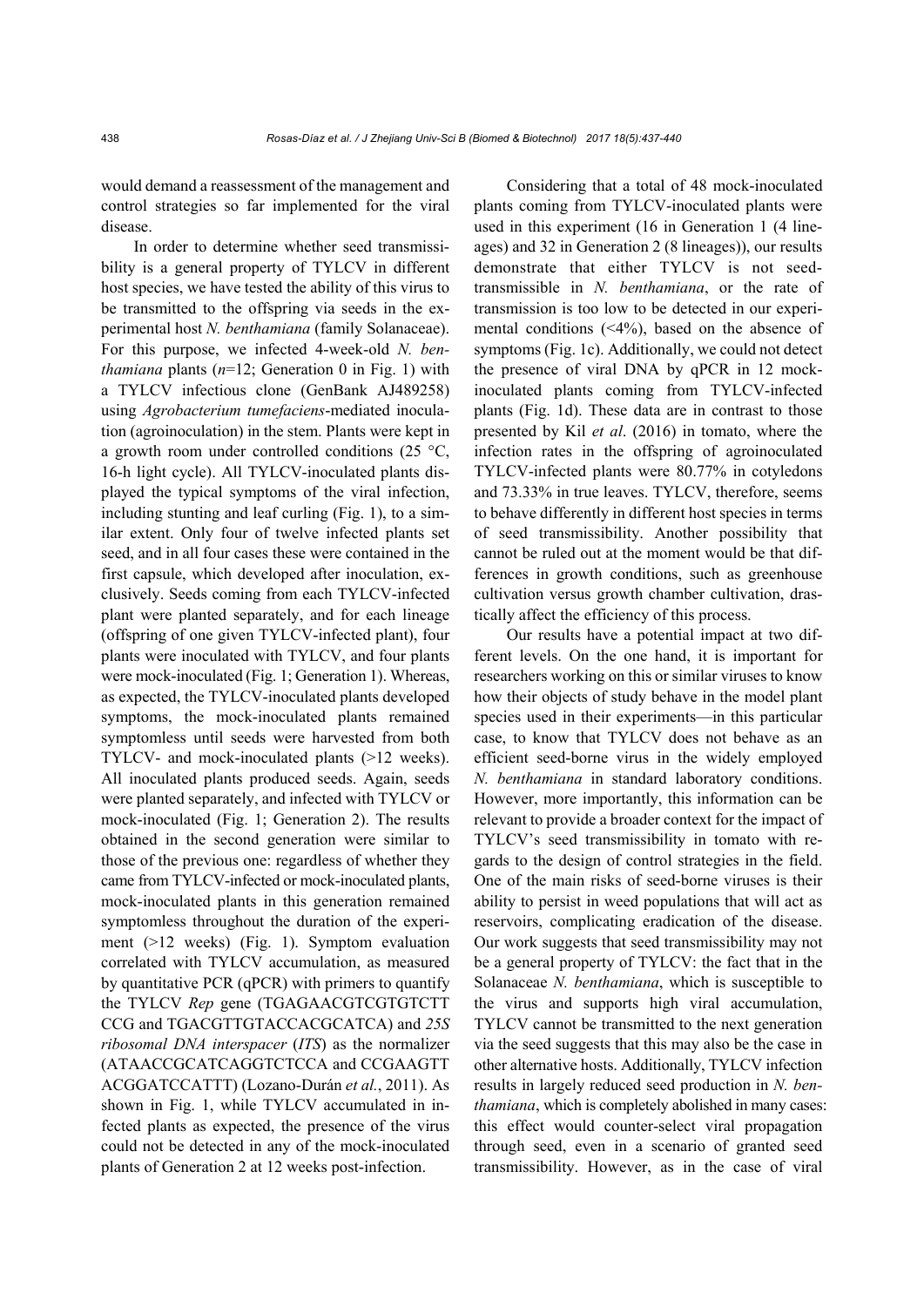would demand a reassessment of the management and control strategies so far implemented for the viral disease.

In order to determine whether seed transmissibility is a general property of TYLCV in different host species, we have tested the ability of this virus to be transmitted to the offspring via seeds in the experimental host *N. benthamiana* (family Solanaceae). For this purpose, we infected 4-week-old *N. benthamiana* plants ($n$=12; Generation 0 in Fig. 1) with a TYLCV infectious clone (GenBank AJ489258) using *Agrobacterium tumefaciens*-mediated inoculation (agroinoculation) in the stem. Plants were kept in a growth room under controlled conditions (25 °C, 16-h light cycle). All TYLCV-inoculated plants displayed the typical symptoms of the viral infection, including stunting and leaf curling (Fig. 1), to a similar extent. Only four of twelve infected plants set seed, and in all four cases these were contained in the first capsule, which developed after inoculation, exclusively. Seeds coming from each TYLCV-infected plant were planted separately, and for each lineage (offspring of one given TYLCV-infected plant), four plants were inoculated with TYLCV, and four plants were mock-inoculated (Fig. 1; Generation 1). Whereas, as expected, the TYLCV-inoculated plants developed symptoms, the mock-inoculated plants remained symptomless until seeds were harvested from both TYLCV- and mock-inoculated plants (>12 weeks). All inoculated plants produced seeds. Again, seeds were planted separately, and infected with TYLCV or mock-inoculated (Fig. 1; Generation 2). The results obtained in the second generation were similar to those of the previous one: regardless of whether they came from TYLCV-infected or mock-inoculated plants, mock-inoculated plants in this generation remained symptomless throughout the duration of the experiment (>12 weeks) (Fig. 1). Symptom evaluation correlated with TYLCV accumulation, as measured by quantitative PCR (qPCR) with primers to quantify the TYLCV *Rep* gene (TGAGAACGTCGTGTCTT CCG and TGACGTTGTACCACGCATCA) and *25S ribosomal DNA interspacer* (*ITS*) as the normalizer (ATAACCGCATCAGGTCTCCA and CCGAAGTT ACGGATCCATTT) (Lozano-Durán *et al.*, 2011). As shown in Fig. 1, while TYLCV accumulated in infected plants as expected, the presence of the virus could not be detected in any of the mock-inoculated plants of Generation 2 at 12 weeks post-infection.

Considering that a total of 48 mock-inoculated plants coming from TYLCV-inoculated plants were used in this experiment (16 in Generation 1 (4 lineages) and 32 in Generation 2 (8 lineages)), our results demonstrate that either TYLCV is not seed-transmissible in *N. benthamiana*, or the rate of transmission is too low to be detected in our experimental conditions (<4%), based on the absence of symptoms (Fig. 1c). Additionally, we could not detect the presence of viral DNA by qPCR in 12 mock-inoculated plants coming from TYLCV-infected plants (Fig. 1d). These data are in contrast to those presented by Kil *et al*. (2016) in tomato, where the infection rates in the offspring of agroinoculated TYLCV-infected plants were 80.77% in cotyledons and 73.33% in true leaves. TYLCV, therefore, seems to behave differently in different host species in terms of seed transmissibility. Another possibility that cannot be ruled out at the moment would be that differences in growth conditions, such as greenhouse cultivation versus growth chamber cultivation, drastically affect the efficiency of this process.

Our results have a potential impact at two different levels. On the one hand, it is important for researchers working on this or similar viruses to know how their objects of study behave in the model plant species used in their experiments—in this particular case, to know that TYLCV does not behave as an efficient seed-borne virus in the widely employed *N. benthamiana* in standard laboratory conditions. However, more importantly, this information can be relevant to provide a broader context for the impact of TYLCV's seed transmissibility in tomato with regards to the design of control strategies in the field. One of the main risks of seed-borne viruses is their ability to persist in weed populations that will act as reservoirs, complicating eradication of the disease. Our work suggests that seed transmissibility may not be a general property of TYLCV: the fact that in the Solanaceae *N. benthamiana*, which is susceptible to the virus and supports high viral accumulation, TYLCV cannot be transmitted to the next generation via the seed suggests that this may also be the case in other alternative hosts. Additionally, TYLCV infection results in largely reduced seed production in *N. benthamiana*, which is completely abolished in many cases: this effect would counter-select viral propagation through seed, even in a scenario of granted seed transmissibility. However, as in the case of viral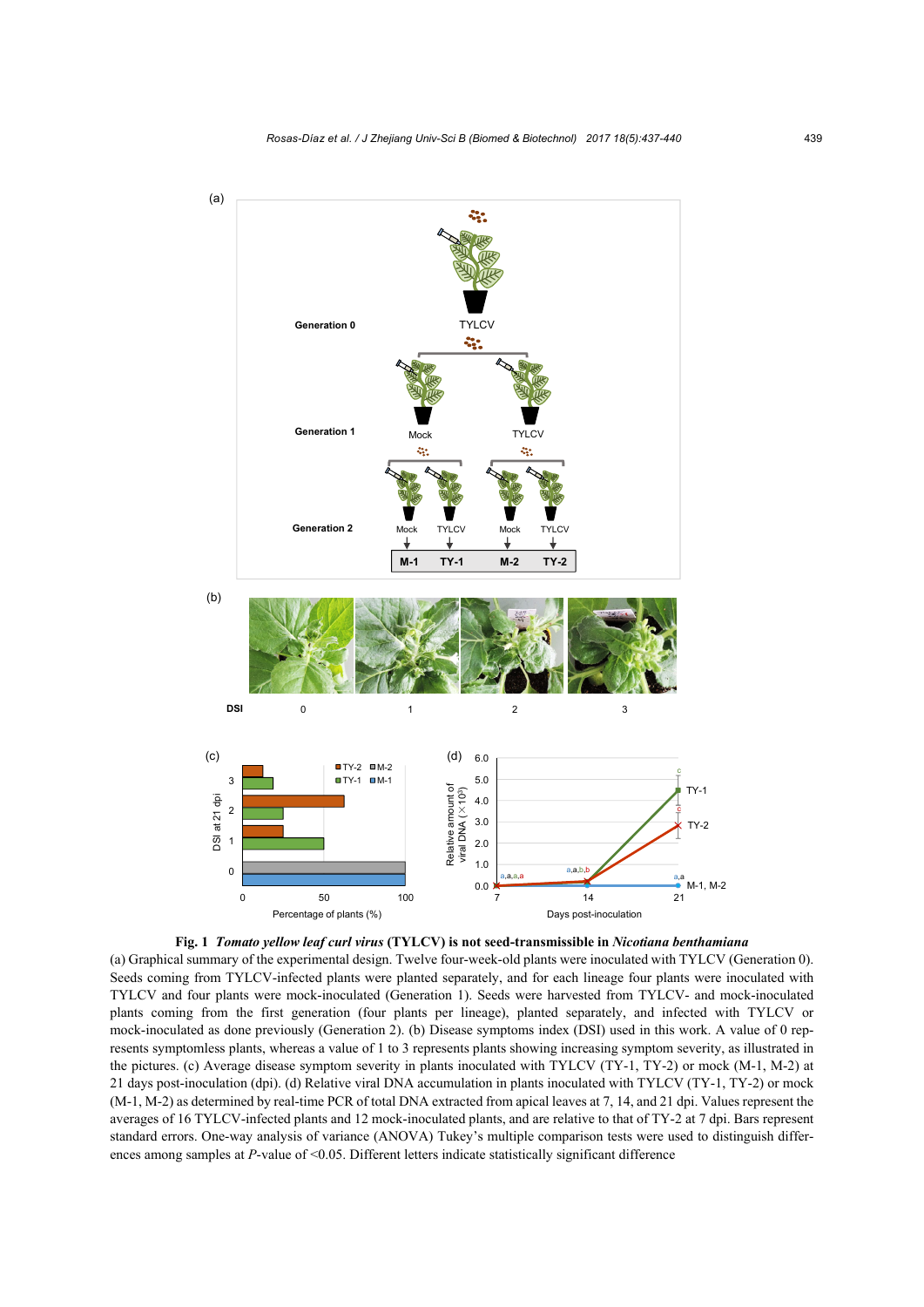**Fig. 1 *Tomato yellow leaf curl virus* (TYLCV) is not seed-transmissible in *Nicotiana benthamiana***

(a) Graphical summary of the experimental design. Twelve four-week-old plants were inoculated with TYLCV (Generation 0). Seeds coming from TYLCV-infected plants were planted separately, and for each lineage four plants were inoculated with TYLCV and four plants were mock-inoculated (Generation 1). Seeds were harvested from TYLCV- and mock-inoculated plants coming from the first generation (four plants per lineage), planted separately, and infected with TYLCV or mock-inoculated as done previously (Generation 2). (b) Disease symptoms index (DSI) used in this work. A value of 0 represents symptomless plants, whereas a value of 1 to 3 represents plants showing increasing symptom severity, as illustrated in the pictures. (c) Average disease symptom severity in plants inoculated with TYLCV (TY-1, TY-2) or mock (M-1, M-2) at 21 days post-inoculation (dpi). (d) Relative viral DNA accumulation in plants inoculated with TYLCV (TY-1, TY-2) or mock (M-1, M-2) as determined by real-time PCR of total DNA extracted from apical leaves at 7, 14, and 21 dpi. Values represent the averages of 16 TYLCV-infected plants and 12 mock-inoculated plants, and are relative to that of TY-2 at 7 dpi. Bars represent standard errors. One-way analysis of variance (ANOVA) Tukey's multiple comparison tests were used to distinguish differences among samples at *P*-value of <0.05. Different letters indicate statistically significant difference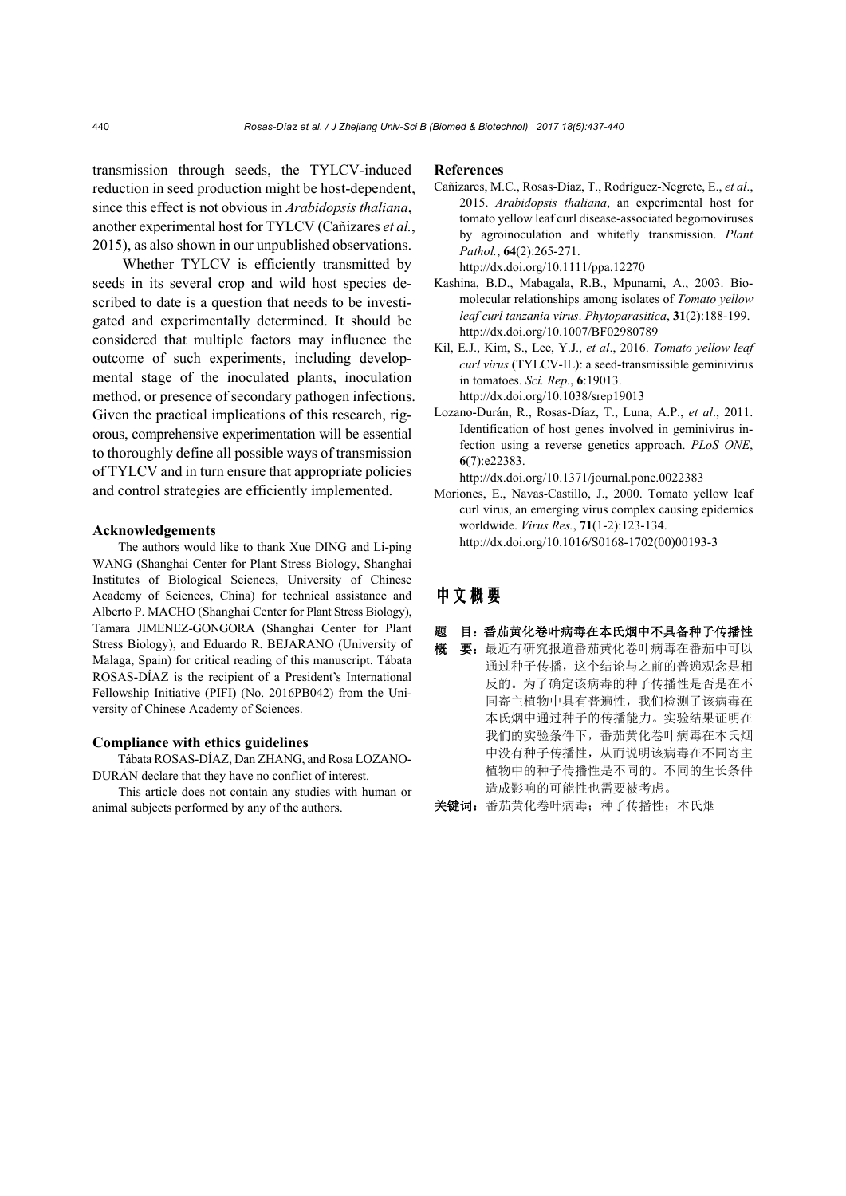transmission through seeds, the TYLCV-induced reduction in seed production might be host-dependent, since this effect is not obvious in *Arabidopsis thaliana*, another experimental host for TYLCV (Cañizares *et al.*, 2015), as also shown in our unpublished observations.

Whether TYLCV is efficiently transmitted by seeds in its several crop and wild host species described to date is a question that needs to be investigated and experimentally determined. It should be considered that multiple factors may influence the outcome of such experiments, including developmental stage of the inoculated plants, inoculation method, or presence of secondary pathogen infections. Given the practical implications of this research, rigorous, comprehensive experimentation will be essential to thoroughly define all possible ways of transmission of TYLCV and in turn ensure that appropriate policies and control strategies are efficiently implemented.

### Acknowledgements

The authors would like to thank Xue DING and Li-ping WANG (Shanghai Center for Plant Stress Biology, Shanghai Institutes of Biological Sciences, University of Chinese Academy of Sciences, China) for technical assistance and Alberto P. MACHO (Shanghai Center for Plant Stress Biology), Tamara JIMENEZ-GONGORA (Shanghai Center for Plant Stress Biology), and Eduardo R. BEJARANO (University of Malaga, Spain) for critical reading of this manuscript. Tábata ROSAS-DÍAZ is the recipient of a President's International Fellowship Initiative (PIFI) (No. 2016PB042) from the University of Chinese Academy of Sciences.

### Compliance with ethics guidelines

Tábata ROSAS-DÍAZ, Dan ZHANG, and Rosa LOZANO-DURÁN declare that they have no conflict of interest.

This article does not contain any studies with human or animal subjects performed by any of the authors.

### References

Cañizares, M.C., Rosas-Díaz, T., Rodríguez-Negrete, E., *et al.*, 2015. *Arabidopsis thaliana*, an experimental host for tomato yellow leaf curl disease-associated begomoviruses by agroinoculation and whitefly transmission. *Plant Pathol.*, **64**(2):265-271. http://dx.doi.org/10.1111/ppa.12270

Kashina, B.D., Mabagala, R.B., Mpunami, A., 2003. Biomolecular relationships among isolates of *Tomato yellow leaf curl tanzania virus*. *Phytoparasitica*, **31**(2):188-199. http://dx.doi.org/10.1007/BF02980789

Kil, E.J., Kim, S., Lee, Y.J., *et al.*, 2016. *Tomato yellow leaf curl virus* (TYLCV-IL): a seed-transmissible geminivirus in tomatoes. *Sci. Rep.*, **6**:19013. http://dx.doi.org/10.1038/srep19013

Lozano-Durán, R., Rosas-Díaz, T., Luna, A.P., *et al.*, 2011. Identification of host genes involved in geminivirus infection using a reverse genetics approach. *PLoS ONE*, **6**(7):e22383. http://dx.doi.org/10.1371/journal.pone.0022383

Moriones, E., Navas-Castillo, J., 2000. Tomato yellow leaf curl virus, an emerging virus complex causing epidemics worldwide. *Virus Res.*, **71**(1-2):123-134. http://dx.doi.org/10.1016/S0168-1702(00)00193-3

## 中文概要

**题　目：番茄黄化卷叶病毒在本氏烟中不具备种子传播性**

**概　要：**最近有研究报道番茄黄化卷叶病毒在番茄中可以通过种子传播，这个结论与之前的普遍观念是相反的。为了确定该病毒的种子传播性是否是在不同寄主植物中具有普遍性，我们检测了该病毒在本氏烟中通过种子的传播能力。实验结果证明在我们的实验条件下，番茄黄化卷叶病毒在本氏烟中没有种子传播性，从而说明该病毒在不同寄主植物中的种子传播性是不同的。不同的生长条件造成影响的可能性也需要被考虑。

**关键词：**番茄黄化卷叶病毒；种子传播性；本氏烟